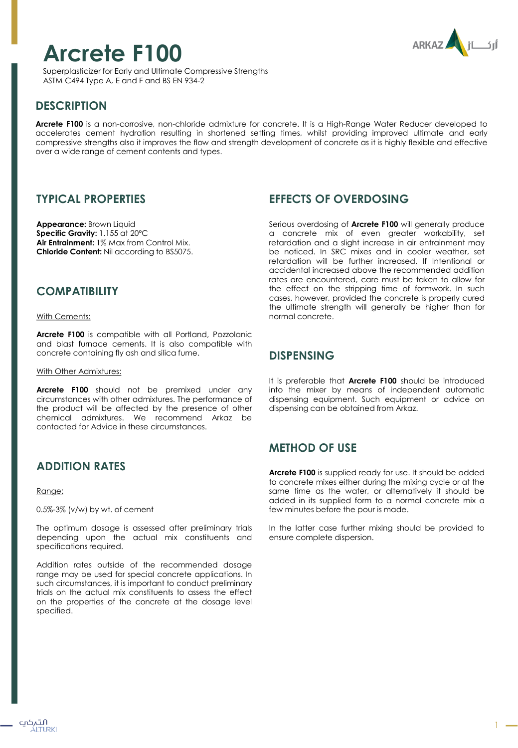# Arcrete F100

Superplasticizer for Early and Ultimate Compressive Strengths
ASTM C494 Type A, E and F and BS EN 934-2

## DESCRIPTION

**Arcrete F100** is a non-corrosive, non-chloride admixture for concrete. It is a High-Range Water Reducer developed to accelerates cement hydration resulting in shortened setting times, whilst providing improved ultimate and early compressive strengths also it improves the flow and strength development of concrete as it is highly flexible and effective over a wide range of cement contents and types.

## TYPICAL PROPERTIES

**Appearance:** Brown Liquid
**Specific Gravity:** 1.155 at 20°C
**Air Entrainment:** 1% Max from Control Mix.
**Chloride Content:** Nil according to BS5075.

## COMPATIBILITY

With Cements:

**Arcrete F100** is compatible with all Portland, Pozzolanic and blast furnace cements. It is also compatible with concrete containing fly ash and silica fume.

With Other Admixtures:

**Arcrete F100** should not be premixed under any circumstances with other admixtures. The performance of the product will be affected by the presence of other chemical admixtures. We recommend Arkaz be contacted for Advice in these circumstances.

## ADDITION RATES

Range:

0.5%-3% (v/w) by wt. of cement

The optimum dosage is assessed after preliminary trials depending upon the actual mix constituents and specifications required.

Addition rates outside of the recommended dosage range may be used for special concrete applications. In such circumstances, it is important to conduct preliminary trials on the actual mix constituents to assess the effect on the properties of the concrete at the dosage level specified.

## EFFECTS OF OVERDOSING

Serious overdosing of **Arcrete F100** will generally produce a concrete mix of even greater workability, set retardation and a slight increase in air entrainment may be noticed. In SRC mixes and in cooler weather, set retardation will be further increased. If Intentional or accidental increased above the recommended addition rates are encountered, care must be taken to allow for the effect on the stripping time of formwork. In such cases, however, provided the concrete is properly cured the ultimate strength will generally be higher than for normal concrete.

## DISPENSING

It is preferable that **Arcrete F100** should be introduced into the mixer by means of independent automatic dispensing equipment. Such equipment or advice on dispensing can be obtained from Arkaz.

## METHOD OF USE

**Arcrete F100** is supplied ready for use. It should be added to concrete mixes either during the mixing cycle or at the same time as the water, or alternatively it should be added in its supplied form to a normal concrete mix a few minutes before the pour is made.

In the latter case further mixing should be provided to ensure complete dispersion.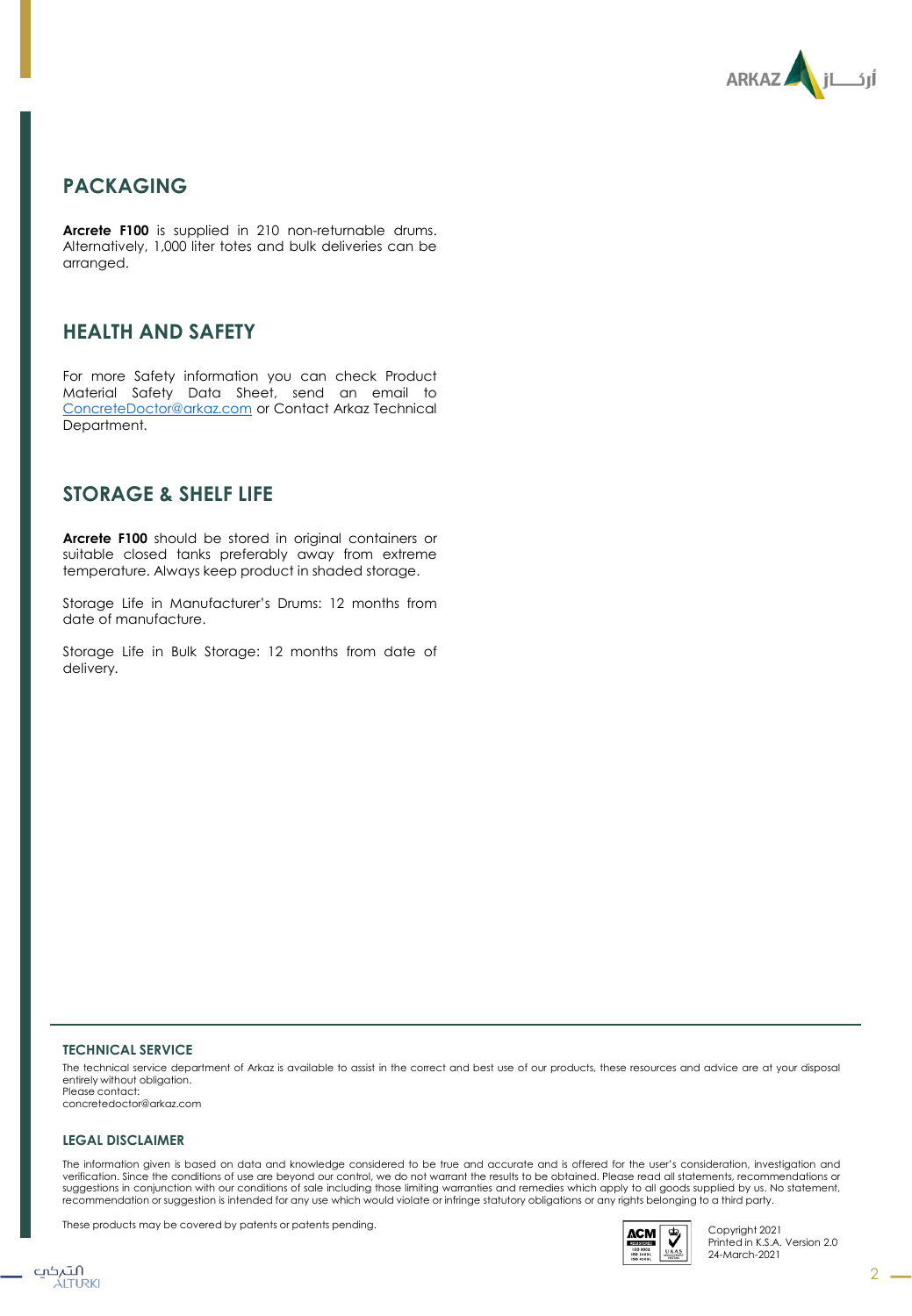## PACKAGING

**Arcrete F100** is supplied in 210 non-returnable drums. Alternatively, 1,000 liter totes and bulk deliveries can be arranged.

## HEALTH AND SAFETY

For more Safety information you can check Product Material Safety Data Sheet, send an email to ConcreteDoctor@arkaz.com or Contact Arkaz Technical Department.

## STORAGE & SHELF LIFE

**Arcrete F100** should be stored in original containers or suitable closed tanks preferably away from extreme temperature. Always keep product in shaded storage.

Storage Life in Manufacturer's Drums: 12 months from date of manufacture.

Storage Life in Bulk Storage: 12 months from date of delivery.

### TECHNICAL SERVICE

The technical service department of Arkaz is available to assist in the correct and best use of our products, these resources and advice are at your disposal entirely without obligation.
Please contact:
concretedoctor@arkaz.com

### LEGAL DISCLAIMER

The information given is based on data and knowledge considered to be true and accurate and is offered for the user's consideration, investigation and verification. Since the conditions of use are beyond our control, we do not warrant the results to be obtained. Please read all statements, recommendations or suggestions in conjunction with our conditions of sale including those limiting warranties and remedies which apply to all goods supplied by us. No statement, recommendation or suggestion is intended for any use which would violate or infringe statutory obligations or any rights belonging to a third party.

These products may be covered by patents or patents pending.

Copyright 2021
Printed in K.S.A. Version 2.0
24-March-2021